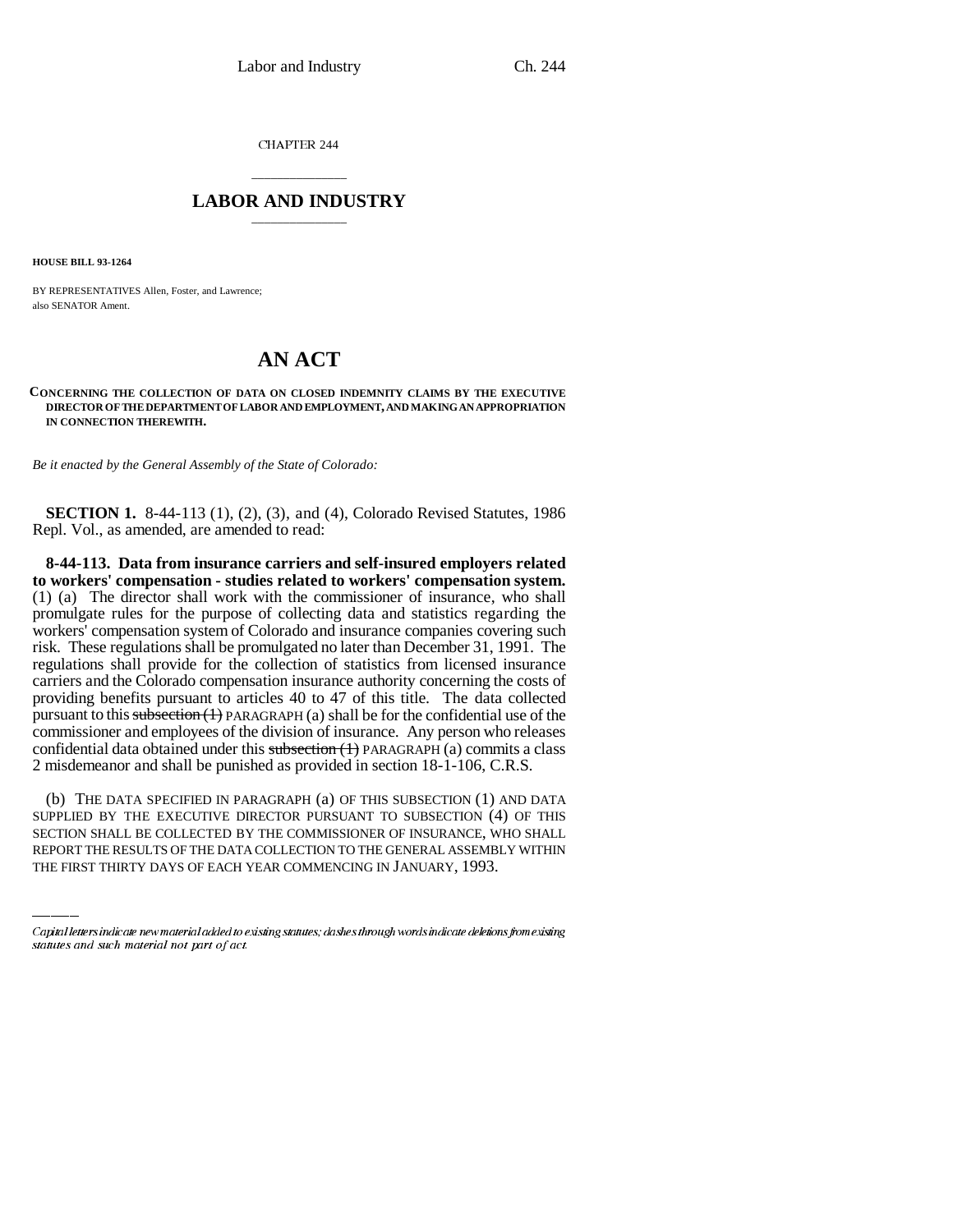CHAPTER 244

## LABOR AND INDUSTRY

**HOUSE BILL 93-1264**

BY REPRESENTATIVES Allen, Foster, and Lawrence;
also SENATOR Ament.

# AN ACT

**CONCERNING THE COLLECTION OF DATA ON CLOSED INDEMNITY CLAIMS BY THE EXECUTIVE DIRECTOR OF THE DEPARTMENT OF LABOR AND EMPLOYMENT, AND MAKING AN APPROPRIATION IN CONNECTION THEREWITH.**

*Be it enacted by the General Assembly of the State of Colorado:*

**SECTION 1.** 8-44-113 (1), (2), (3), and (4), Colorado Revised Statutes, 1986 Repl. Vol., as amended, are amended to read:

**8-44-113. Data from insurance carriers and self-insured employers related to workers' compensation - studies related to workers' compensation system.** (1) (a) The director shall work with the commissioner of insurance, who shall promulgate rules for the purpose of collecting data and statistics regarding the workers' compensation system of Colorado and insurance companies covering such risk. These regulations shall be promulgated no later than December 31, 1991. The regulations shall provide for the collection of statistics from licensed insurance carriers and the Colorado compensation insurance authority concerning the costs of providing benefits pursuant to articles 40 to 47 of this title. The data collected pursuant to this ~~subsection (1)~~ PARAGRAPH (a) shall be for the confidential use of the commissioner and employees of the division of insurance. Any person who releases confidential data obtained under this ~~subsection (1)~~ PARAGRAPH (a) commits a class 2 misdemeanor and shall be punished as provided in section 18-1-106, C.R.S.

(b) THE DATA SPECIFIED IN PARAGRAPH (a) OF THIS SUBSECTION (1) AND DATA SUPPLIED BY THE EXECUTIVE DIRECTOR PURSUANT TO SUBSECTION (4) OF THIS SECTION SHALL BE COLLECTED BY THE COMMISSIONER OF INSURANCE, WHO SHALL REPORT THE RESULTS OF THE DATA COLLECTION TO THE GENERAL ASSEMBLY WITHIN THE FIRST THIRTY DAYS OF EACH YEAR COMMENCING IN JANUARY, 1993.

Capital letters indicate new material added to existing statutes; dashes through words indicate deletions from existing statutes and such material not part of act.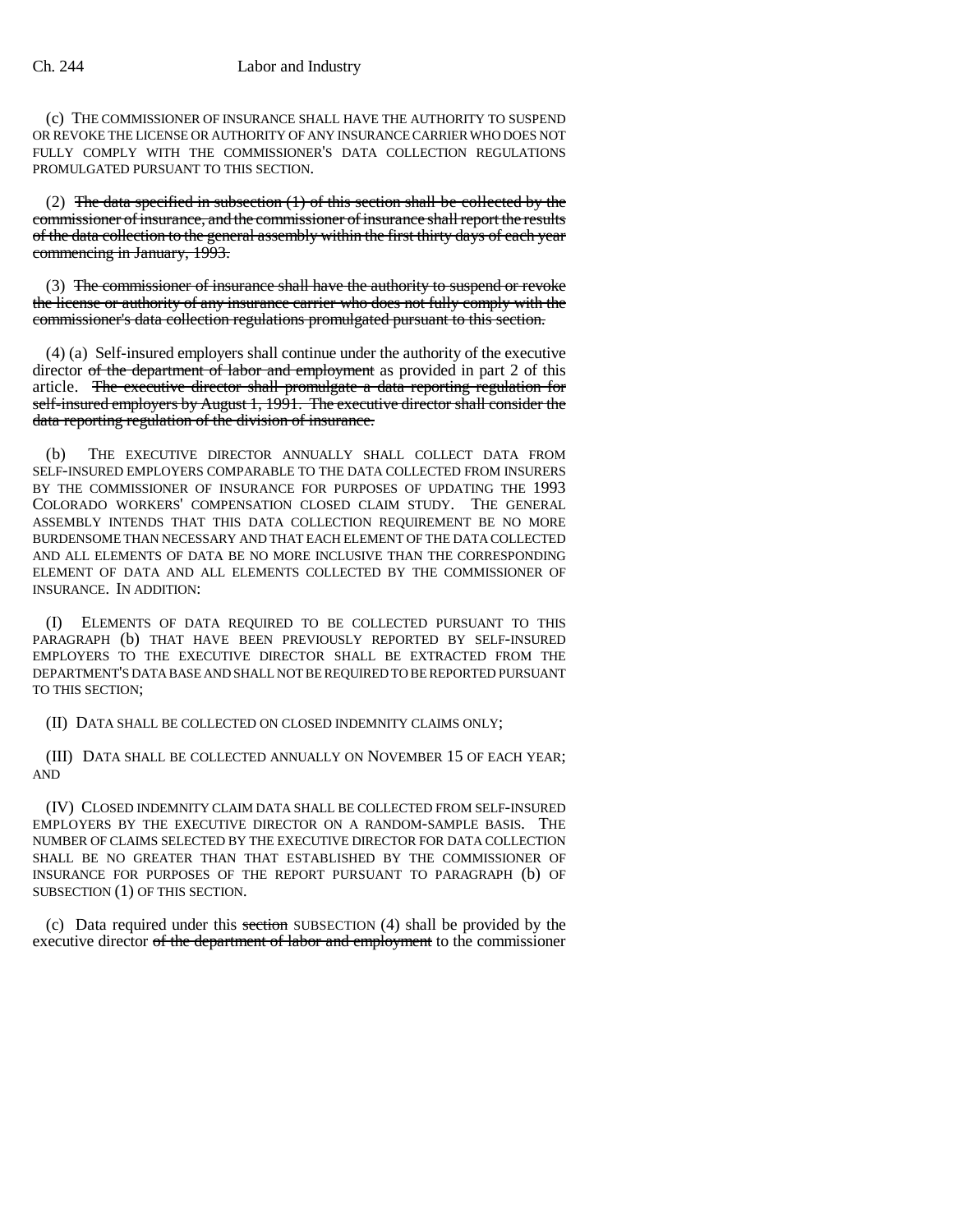(c) THE COMMISSIONER OF INSURANCE SHALL HAVE THE AUTHORITY TO SUSPEND OR REVOKE THE LICENSE OR AUTHORITY OF ANY INSURANCE CARRIER WHO DOES NOT FULLY COMPLY WITH THE COMMISSIONER'S DATA COLLECTION REGULATIONS PROMULGATED PURSUANT TO THIS SECTION.

(2) ~~The data specified in subsection (1) of this section shall be collected by the commissioner of insurance, and the commissioner of insurance shall report the results of the data collection to the general assembly within the first thirty days of each year commencing in January, 1993.~~

(3) ~~The commissioner of insurance shall have the authority to suspend or revoke the license or authority of any insurance carrier who does not fully comply with the commissioner's data collection regulations promulgated pursuant to this section.~~

(4) (a) Self-insured employers shall continue under the authority of the executive director ~~of the department of labor and employment~~ as provided in part 2 of this article. ~~The executive director shall promulgate a data reporting regulation for self-insured employers by August 1, 1991. The executive director shall consider the data reporting regulation of the division of insurance.~~

(b) THE EXECUTIVE DIRECTOR ANNUALLY SHALL COLLECT DATA FROM SELF-INSURED EMPLOYERS COMPARABLE TO THE DATA COLLECTED FROM INSURERS BY THE COMMISSIONER OF INSURANCE FOR PURPOSES OF UPDATING THE 1993 COLORADO WORKERS' COMPENSATION CLOSED CLAIM STUDY. THE GENERAL ASSEMBLY INTENDS THAT THIS DATA COLLECTION REQUIREMENT BE NO MORE BURDENSOME THAN NECESSARY AND THAT EACH ELEMENT OF THE DATA COLLECTED AND ALL ELEMENTS OF DATA BE NO MORE INCLUSIVE THAN THE CORRESPONDING ELEMENT OF DATA AND ALL ELEMENTS COLLECTED BY THE COMMISSIONER OF INSURANCE. IN ADDITION:

(I) ELEMENTS OF DATA REQUIRED TO BE COLLECTED PURSUANT TO THIS PARAGRAPH (b) THAT HAVE BEEN PREVIOUSLY REPORTED BY SELF-INSURED EMPLOYERS TO THE EXECUTIVE DIRECTOR SHALL BE EXTRACTED FROM THE DEPARTMENT'S DATA BASE AND SHALL NOT BE REQUIRED TO BE REPORTED PURSUANT TO THIS SECTION;

(II) DATA SHALL BE COLLECTED ON CLOSED INDEMNITY CLAIMS ONLY;

(III) DATA SHALL BE COLLECTED ANNUALLY ON NOVEMBER 15 OF EACH YEAR; AND

(IV) CLOSED INDEMNITY CLAIM DATA SHALL BE COLLECTED FROM SELF-INSURED EMPLOYERS BY THE EXECUTIVE DIRECTOR ON A RANDOM-SAMPLE BASIS. THE NUMBER OF CLAIMS SELECTED BY THE EXECUTIVE DIRECTOR FOR DATA COLLECTION SHALL BE NO GREATER THAN THAT ESTABLISHED BY THE COMMISSIONER OF INSURANCE FOR PURPOSES OF THE REPORT PURSUANT TO PARAGRAPH (b) OF SUBSECTION (1) OF THIS SECTION.

(c) Data required under this ~~section~~ SUBSECTION (4) shall be provided by the executive director ~~of the department of labor and employment~~ to the commissioner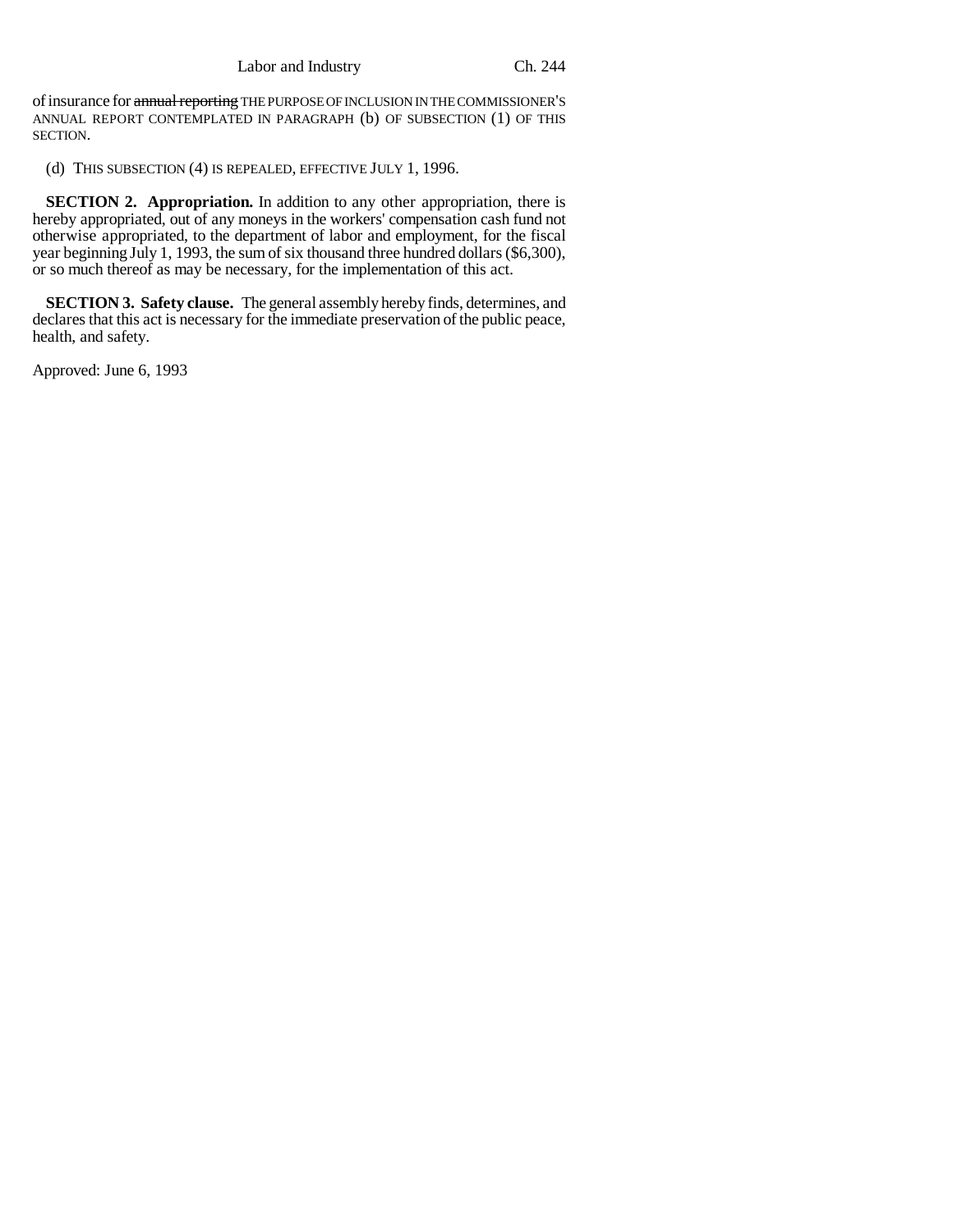of insurance for ~~annual reporting~~ THE PURPOSE OF INCLUSION IN THE COMMISSIONER'S ANNUAL REPORT CONTEMPLATED IN PARAGRAPH (b) OF SUBSECTION (1) OF THIS SECTION.

(d) THIS SUBSECTION (4) IS REPEALED, EFFECTIVE JULY 1, 1996.

**SECTION 2. Appropriation.** In addition to any other appropriation, there is hereby appropriated, out of any moneys in the workers' compensation cash fund not otherwise appropriated, to the department of labor and employment, for the fiscal year beginning July 1, 1993, the sum of six thousand three hundred dollars ($6,300), or so much thereof as may be necessary, for the implementation of this act.

**SECTION 3. Safety clause.** The general assembly hereby finds, determines, and declares that this act is necessary for the immediate preservation of the public peace, health, and safety.

Approved: June 6, 1993